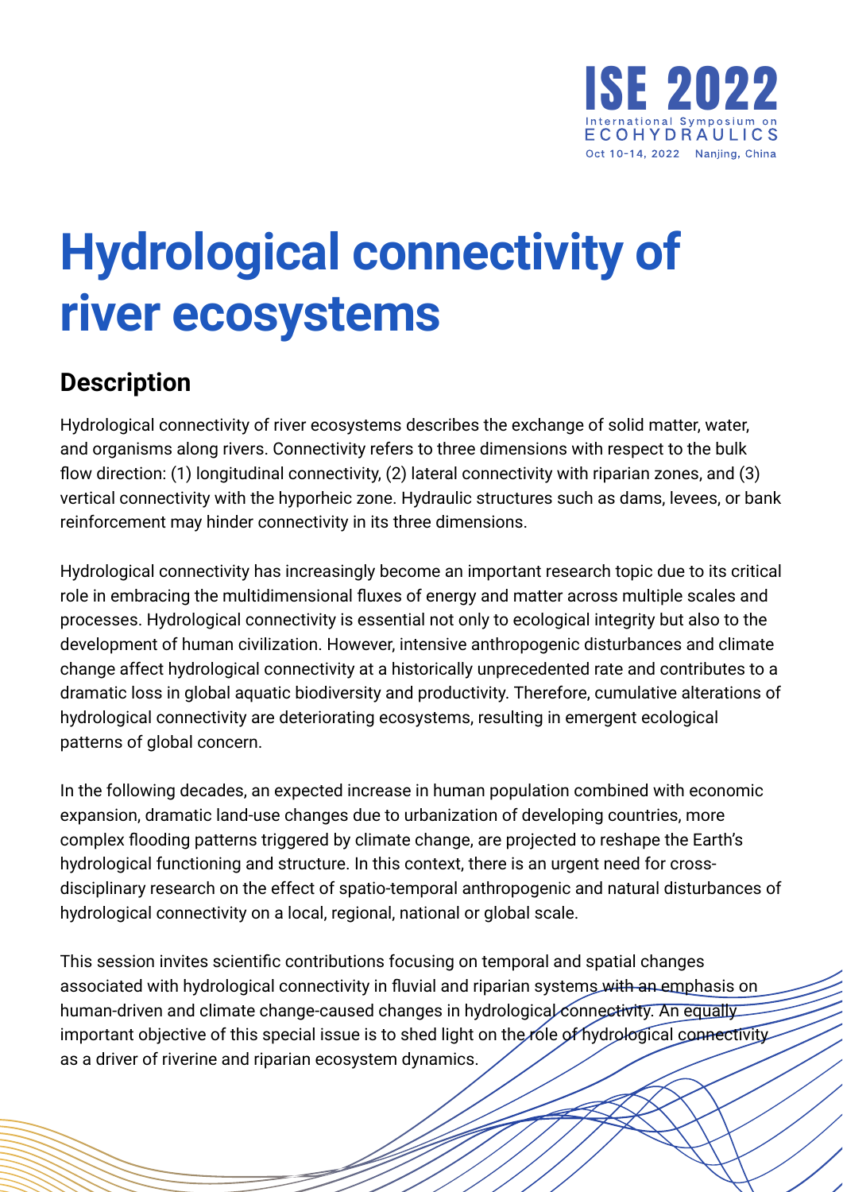# Hydrological connectivity of river ecosystems

## Description

Hydrological connectivity of river ecosystems describes the exchange of solid matter, water, and organisms along rivers. Connectivity refers to three dimensions with respect to the bulk flow direction: (1) longitudinal connectivity, (2) lateral connectivity with riparian zones, and (3) vertical connectivity with the hyporheic zone. Hydraulic structures such as dams, levees, or bank reinforcement may hinder connectivity in its three dimensions.

Hydrological connectivity has increasingly become an important research topic due to its critical role in embracing the multidimensional fluxes of energy and matter across multiple scales and processes. Hydrological connectivity is essential not only to ecological integrity but also to the development of human civilization. However, intensive anthropogenic disturbances and climate change affect hydrological connectivity at a historically unprecedented rate and contributes to a dramatic loss in global aquatic biodiversity and productivity. Therefore, cumulative alterations of hydrological connectivity are deteriorating ecosystems, resulting in emergent ecological patterns of global concern.

In the following decades, an expected increase in human population combined with economic expansion, dramatic land-use changes due to urbanization of developing countries, more complex flooding patterns triggered by climate change, are projected to reshape the Earth's hydrological functioning and structure. In this context, there is an urgent need for cross-disciplinary research on the effect of spatio-temporal anthropogenic and natural disturbances of hydrological connectivity on a local, regional, national or global scale.

This session invites scientific contributions focusing on temporal and spatial changes associated with hydrological connectivity in fluvial and riparian systems with an emphasis on human-driven and climate change-caused changes in hydrological connectivity. An equally important objective of this special issue is to shed light on the role of hydrological connectivity as a driver of riverine and riparian ecosystem dynamics.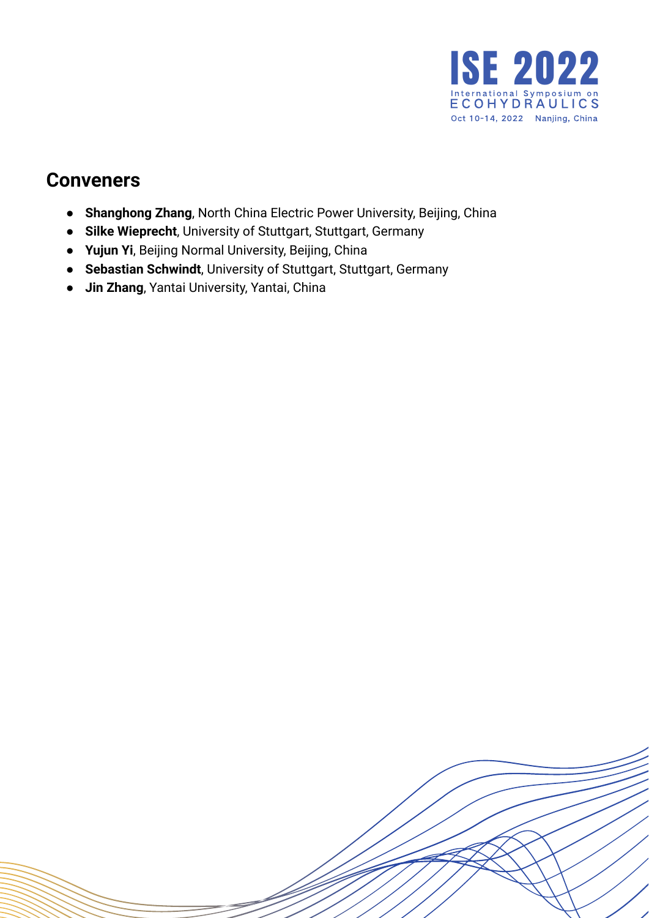## Conveners

- **Shanghong Zhang**, North China Electric Power University, Beijing, China
- **Silke Wieprecht**, University of Stuttgart, Stuttgart, Germany
- **Yujun Yi**, Beijing Normal University, Beijing, China
- **Sebastian Schwindt**, University of Stuttgart, Stuttgart, Germany
- **Jin Zhang**, Yantai University, Yantai, China